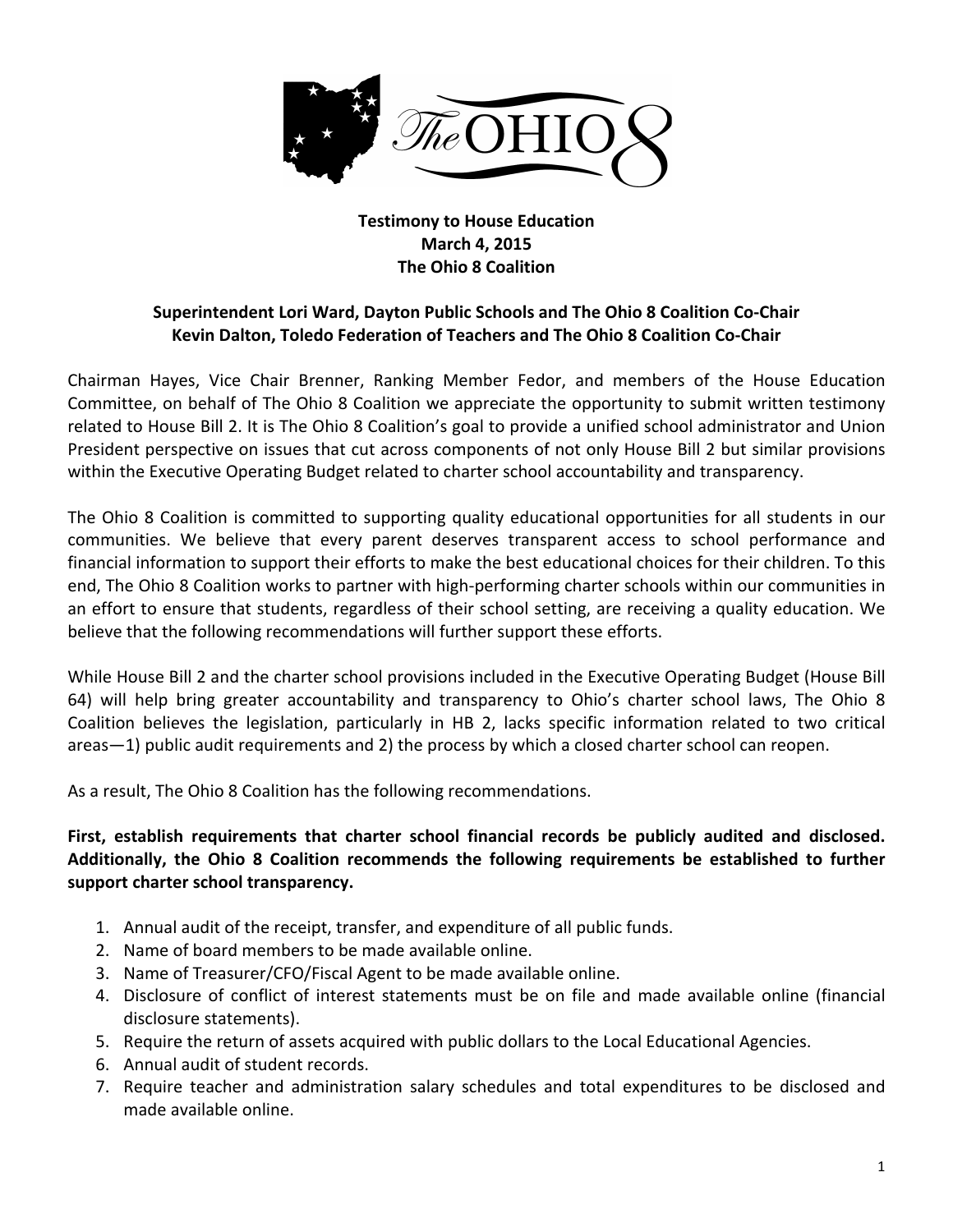# The OHIO 8

**Testimony to House Education**
**March 4, 2015**
**The Ohio 8 Coalition**

**Superintendent Lori Ward, Dayton Public Schools and The Ohio 8 Coalition Co-Chair**
**Kevin Dalton, Toledo Federation of Teachers and The Ohio 8 Coalition Co-Chair**

Chairman Hayes, Vice Chair Brenner, Ranking Member Fedor, and members of the House Education Committee, on behalf of The Ohio 8 Coalition we appreciate the opportunity to submit written testimony related to House Bill 2. It is The Ohio 8 Coalition's goal to provide a unified school administrator and Union President perspective on issues that cut across components of not only House Bill 2 but similar provisions within the Executive Operating Budget related to charter school accountability and transparency.

The Ohio 8 Coalition is committed to supporting quality educational opportunities for all students in our communities. We believe that every parent deserves transparent access to school performance and financial information to support their efforts to make the best educational choices for their children. To this end, The Ohio 8 Coalition works to partner with high-performing charter schools within our communities in an effort to ensure that students, regardless of their school setting, are receiving a quality education. We believe that the following recommendations will further support these efforts.

While House Bill 2 and the charter school provisions included in the Executive Operating Budget (House Bill 64) will help bring greater accountability and transparency to Ohio's charter school laws, The Ohio 8 Coalition believes the legislation, particularly in HB 2, lacks specific information related to two critical areas—1) public audit requirements and 2) the process by which a closed charter school can reopen.

As a result, The Ohio 8 Coalition has the following recommendations.

**First, establish requirements that charter school financial records be publicly audited and disclosed. Additionally, the Ohio 8 Coalition recommends the following requirements be established to further support charter school transparency.**

1. Annual audit of the receipt, transfer, and expenditure of all public funds.
2. Name of board members to be made available online.
3. Name of Treasurer/CFO/Fiscal Agent to be made available online.
4. Disclosure of conflict of interest statements must be on file and made available online (financial disclosure statements).
5. Require the return of assets acquired with public dollars to the Local Educational Agencies.
6. Annual audit of student records.
7. Require teacher and administration salary schedules and total expenditures to be disclosed and made available online.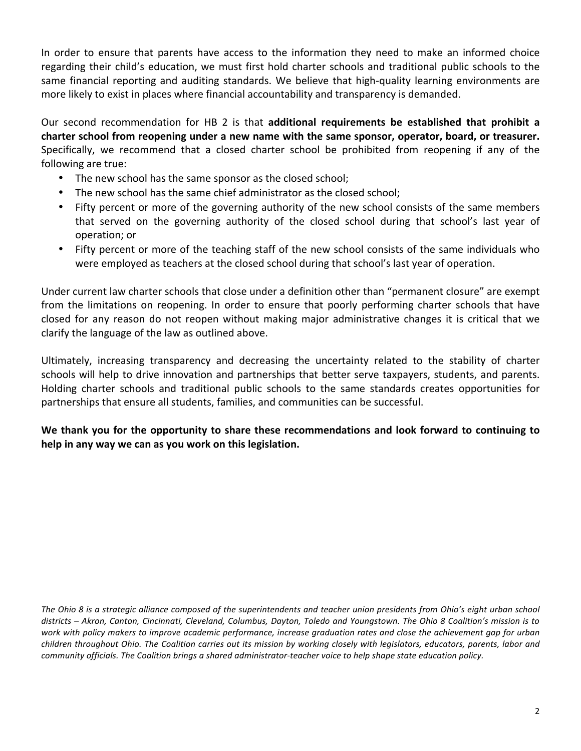In order to ensure that parents have access to the information they need to make an informed choice regarding their child's education, we must first hold charter schools and traditional public schools to the same financial reporting and auditing standards. We believe that high-quality learning environments are more likely to exist in places where financial accountability and transparency is demanded.

Our second recommendation for HB 2 is that **additional requirements be established that prohibit a charter school from reopening under a new name with the same sponsor, operator, board, or treasurer.** Specifically, we recommend that a closed charter school be prohibited from reopening if any of the following are true:

- The new school has the same sponsor as the closed school;
- The new school has the same chief administrator as the closed school;
- Fifty percent or more of the governing authority of the new school consists of the same members that served on the governing authority of the closed school during that school's last year of operation; or
- Fifty percent or more of the teaching staff of the new school consists of the same individuals who were employed as teachers at the closed school during that school's last year of operation.

Under current law charter schools that close under a definition other than "permanent closure" are exempt from the limitations on reopening. In order to ensure that poorly performing charter schools that have closed for any reason do not reopen without making major administrative changes it is critical that we clarify the language of the law as outlined above.

Ultimately, increasing transparency and decreasing the uncertainty related to the stability of charter schools will help to drive innovation and partnerships that better serve taxpayers, students, and parents. Holding charter schools and traditional public schools to the same standards creates opportunities for partnerships that ensure all students, families, and communities can be successful.

**We thank you for the opportunity to share these recommendations and look forward to continuing to help in any way we can as you work on this legislation.**

*The Ohio 8 is a strategic alliance composed of the superintendents and teacher union presidents from Ohio's eight urban school districts – Akron, Canton, Cincinnati, Cleveland, Columbus, Dayton, Toledo and Youngstown. The Ohio 8 Coalition's mission is to work with policy makers to improve academic performance, increase graduation rates and close the achievement gap for urban children throughout Ohio. The Coalition carries out its mission by working closely with legislators, educators, parents, labor and community officials. The Coalition brings a shared administrator-teacher voice to help shape state education policy.*